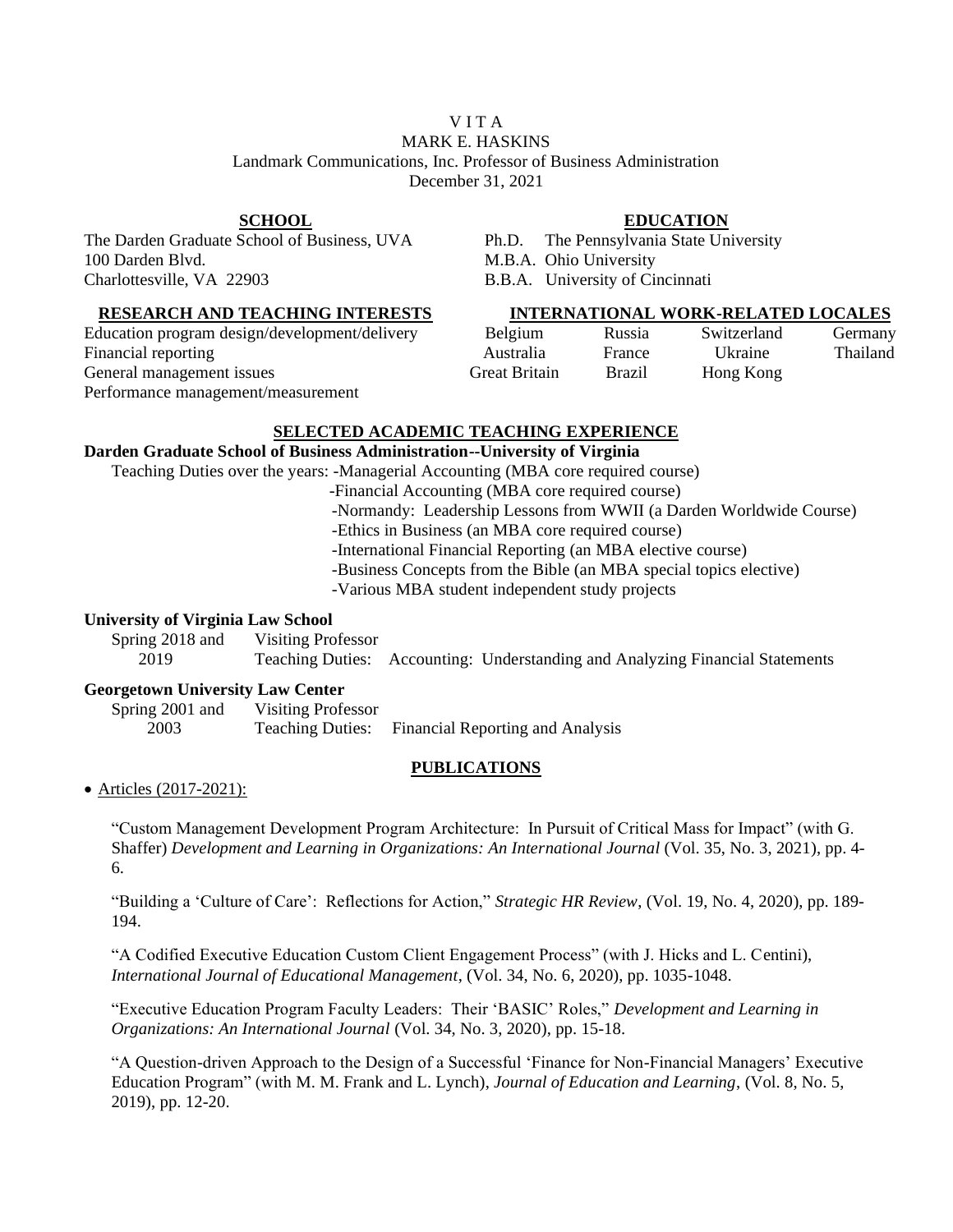# V I T A

## MARK E. HASKINS

Landmark Communications, Inc. Professor of Business Administration

December 31, 2021

### SCHOOL

The Darden Graduate School of Business, UVA
100 Darden Blvd.
Charlottesville, VA 22903

### EDUCATION

Ph.D. The Pennsylvania State University
M.B.A. Ohio University
B.B.A. University of Cincinnati

### RESEARCH AND TEACHING INTERESTS

Education program design/development/delivery
Financial reporting
General management issues
Performance management/measurement

### INTERNATIONAL WORK-RELATED LOCALES

| | | | |
|---|---|---|---|
| Belgium | Russia | Switzerland | Germany |
| Australia | France | Ukraine | Thailand |
| Great Britain | Brazil | Hong Kong | |

### SELECTED ACADEMIC TEACHING EXPERIENCE

**Darden Graduate School of Business Administration--University of Virginia**

Teaching Duties over the years:
- Managerial Accounting (MBA core required course)
- Financial Accounting (MBA core required course)
- Normandy: Leadership Lessons from WWII (a Darden Worldwide Course)
- Ethics in Business (an MBA core required course)
- International Financial Reporting (an MBA elective course)
- Business Concepts from the Bible (an MBA special topics elective)
- Various MBA student independent study projects

**University of Virginia Law School**

Spring 2018 and 2019 — Visiting Professor
Teaching Duties: Accounting: Understanding and Analyzing Financial Statements

**Georgetown University Law Center**

Spring 2001 and 2003 — Visiting Professor
Teaching Duties: Financial Reporting and Analysis

### PUBLICATIONS

- Articles (2017-2021):

"Custom Management Development Program Architecture: In Pursuit of Critical Mass for Impact" (with G. Shaffer) *Development and Learning in Organizations: An International Journal* (Vol. 35, No. 3, 2021), pp. 4-6.

"Building a 'Culture of Care': Reflections for Action," *Strategic HR Review*, (Vol. 19, No. 4, 2020), pp. 189-194.

"A Codified Executive Education Custom Client Engagement Process" (with J. Hicks and L. Centini), *International Journal of Educational Management*, (Vol. 34, No. 6, 2020), pp. 1035-1048.

"Executive Education Program Faculty Leaders: Their 'BASIC' Roles," *Development and Learning in Organizations: An International Journal* (Vol. 34, No. 3, 2020), pp. 15-18.

"A Question-driven Approach to the Design of a Successful 'Finance for Non-Financial Managers' Executive Education Program" (with M. M. Frank and L. Lynch), *Journal of Education and Learning*, (Vol. 8, No. 5, 2019), pp. 12-20.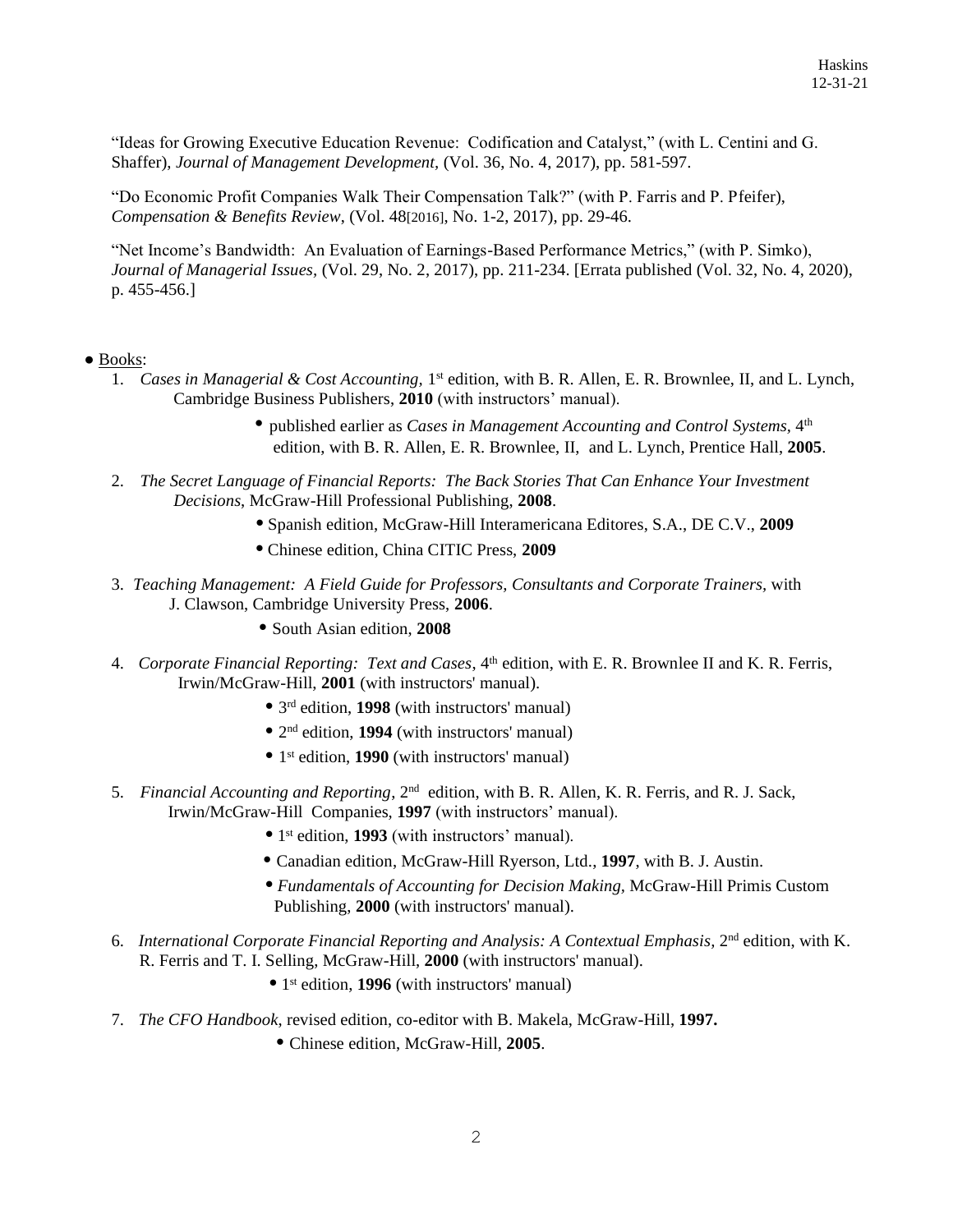"Ideas for Growing Executive Education Revenue: Codification and Catalyst," (with L. Centini and G. Shaffer), *Journal of Management Development,* (Vol. 36, No. 4, 2017), pp. 581-597.

"Do Economic Profit Companies Walk Their Compensation Talk?" (with P. Farris and P. Pfeifer), *Compensation & Benefits Review*, (Vol. 48[2016], No. 1-2, 2017), pp. 29-46.

"Net Income's Bandwidth: An Evaluation of Earnings-Based Performance Metrics," (with P. Simko), *Journal of Managerial Issues*, (Vol. 29, No. 2, 2017), pp. 211-234. [Errata published (Vol. 32, No. 4, 2020), p. 455-456.]

● Books:

1. *Cases in Managerial & Cost Accounting,* 1st edition, with B. R. Allen, E. R. Brownlee, II, and L. Lynch, Cambridge Business Publishers, **2010** (with instructors' manual).
   - published earlier as *Cases in Management Accounting and Control Systems*, 4th edition, with B. R. Allen, E. R. Brownlee, II, and L. Lynch, Prentice Hall, **2005**.
2. *The Secret Language of Financial Reports: The Back Stories That Can Enhance Your Investment Decisions*, McGraw-Hill Professional Publishing, **2008**.
   - Spanish edition, McGraw-Hill Interamericana Editores, S.A., DE C.V., **2009**
   - Chinese edition, China CITIC Press, **2009**
3. *Teaching Management: A Field Guide for Professors, Consultants and Corporate Trainers,* with J. Clawson, Cambridge University Press, **2006**.
   - South Asian edition, **2008**
4. *Corporate Financial Reporting: Text and Cases*, 4th edition, with E. R. Brownlee II and K. R. Ferris, Irwin/McGraw-Hill, **2001** (with instructors' manual).
   - 3rd edition, **1998** (with instructors' manual)
   - 2nd edition, **1994** (with instructors' manual)
   - 1st edition, **1990** (with instructors' manual)
5. *Financial Accounting and Reporting*, 2nd edition, with B. R. Allen, K. R. Ferris, and R. J. Sack, Irwin/McGraw-Hill Companies, **1997** (with instructors' manual).
   - 1st edition, **1993** (with instructors' manual).
   - Canadian edition, McGraw-Hill Ryerson, Ltd., **1997**, with B. J. Austin.
   - *Fundamentals of Accounting for Decision Making,* McGraw-Hill Primis Custom Publishing, **2000** (with instructors' manual).
6. *International Corporate Financial Reporting and Analysis: A Contextual Emphasis,* 2nd edition, with K. R. Ferris and T. I. Selling, McGraw-Hill, **2000** (with instructors' manual).
   - 1st edition, **1996** (with instructors' manual)
7. *The CFO Handbook*, revised edition, co-editor with B. Makela, McGraw-Hill, **1997.**
   - Chinese edition, McGraw-Hill, **2005**.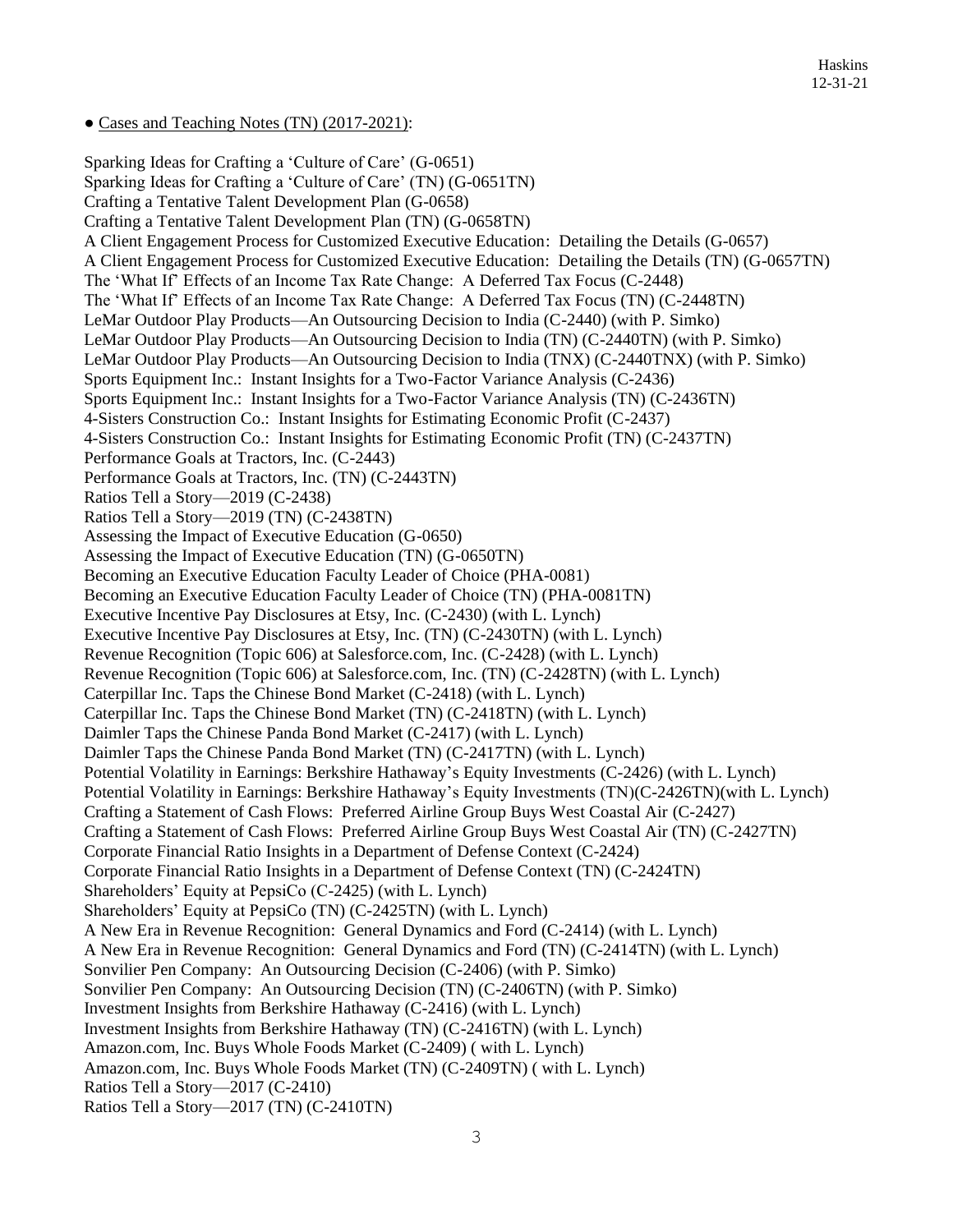● Cases and Teaching Notes (TN) (2017-2021):

Sparking Ideas for Crafting a 'Culture of Care' (G-0651)
Sparking Ideas for Crafting a 'Culture of Care' (TN) (G-0651TN)
Crafting a Tentative Talent Development Plan (G-0658)
Crafting a Tentative Talent Development Plan (TN) (G-0658TN)
A Client Engagement Process for Customized Executive Education: Detailing the Details (G-0657)
A Client Engagement Process for Customized Executive Education: Detailing the Details (TN) (G-0657TN)
The 'What If' Effects of an Income Tax Rate Change: A Deferred Tax Focus (C-2448)
The 'What If' Effects of an Income Tax Rate Change: A Deferred Tax Focus (TN) (C-2448TN)
LeMar Outdoor Play Products—An Outsourcing Decision to India (C-2440) (with P. Simko)
LeMar Outdoor Play Products—An Outsourcing Decision to India (TN) (C-2440TN) (with P. Simko)
LeMar Outdoor Play Products—An Outsourcing Decision to India (TNX) (C-2440TNX) (with P. Simko)
Sports Equipment Inc.: Instant Insights for a Two-Factor Variance Analysis (C-2436)
Sports Equipment Inc.: Instant Insights for a Two-Factor Variance Analysis (TN) (C-2436TN)
4-Sisters Construction Co.: Instant Insights for Estimating Economic Profit (C-2437)
4-Sisters Construction Co.: Instant Insights for Estimating Economic Profit (TN) (C-2437TN)
Performance Goals at Tractors, Inc. (C-2443)
Performance Goals at Tractors, Inc. (TN) (C-2443TN)
Ratios Tell a Story—2019 (C-2438)
Ratios Tell a Story—2019 (TN) (C-2438TN)
Assessing the Impact of Executive Education (G-0650)
Assessing the Impact of Executive Education (TN) (G-0650TN)
Becoming an Executive Education Faculty Leader of Choice (PHA-0081)
Becoming an Executive Education Faculty Leader of Choice (TN) (PHA-0081TN)
Executive Incentive Pay Disclosures at Etsy, Inc. (C-2430) (with L. Lynch)
Executive Incentive Pay Disclosures at Etsy, Inc. (TN) (C-2430TN) (with L. Lynch)
Revenue Recognition (Topic 606) at Salesforce.com, Inc. (C-2428) (with L. Lynch)
Revenue Recognition (Topic 606) at Salesforce.com, Inc. (TN) (C-2428TN) (with L. Lynch)
Caterpillar Inc. Taps the Chinese Bond Market (C-2418) (with L. Lynch)
Caterpillar Inc. Taps the Chinese Bond Market (TN) (C-2418TN) (with L. Lynch)
Daimler Taps the Chinese Panda Bond Market (C-2417) (with L. Lynch)
Daimler Taps the Chinese Panda Bond Market (TN) (C-2417TN) (with L. Lynch)
Potential Volatility in Earnings: Berkshire Hathaway's Equity Investments (C-2426) (with L. Lynch)
Potential Volatility in Earnings: Berkshire Hathaway's Equity Investments (TN)(C-2426TN)(with L. Lynch)
Crafting a Statement of Cash Flows: Preferred Airline Group Buys West Coastal Air (C-2427)
Crafting a Statement of Cash Flows: Preferred Airline Group Buys West Coastal Air (TN) (C-2427TN)
Corporate Financial Ratio Insights in a Department of Defense Context (C-2424)
Corporate Financial Ratio Insights in a Department of Defense Context (TN) (C-2424TN)
Shareholders' Equity at PepsiCo (C-2425) (with L. Lynch)
Shareholders' Equity at PepsiCo (TN) (C-2425TN) (with L. Lynch)
A New Era in Revenue Recognition: General Dynamics and Ford (C-2414) (with L. Lynch)
A New Era in Revenue Recognition: General Dynamics and Ford (TN) (C-2414TN) (with L. Lynch)
Sonvilier Pen Company: An Outsourcing Decision (C-2406) (with P. Simko)
Sonvilier Pen Company: An Outsourcing Decision (TN) (C-2406TN) (with P. Simko)
Investment Insights from Berkshire Hathaway (C-2416) (with L. Lynch)
Investment Insights from Berkshire Hathaway (TN) (C-2416TN) (with L. Lynch)
Amazon.com, Inc. Buys Whole Foods Market (C-2409) ( with L. Lynch)
Amazon.com, Inc. Buys Whole Foods Market (TN) (C-2409TN) ( with L. Lynch)
Ratios Tell a Story—2017 (C-2410)
Ratios Tell a Story—2017 (TN) (C-2410TN)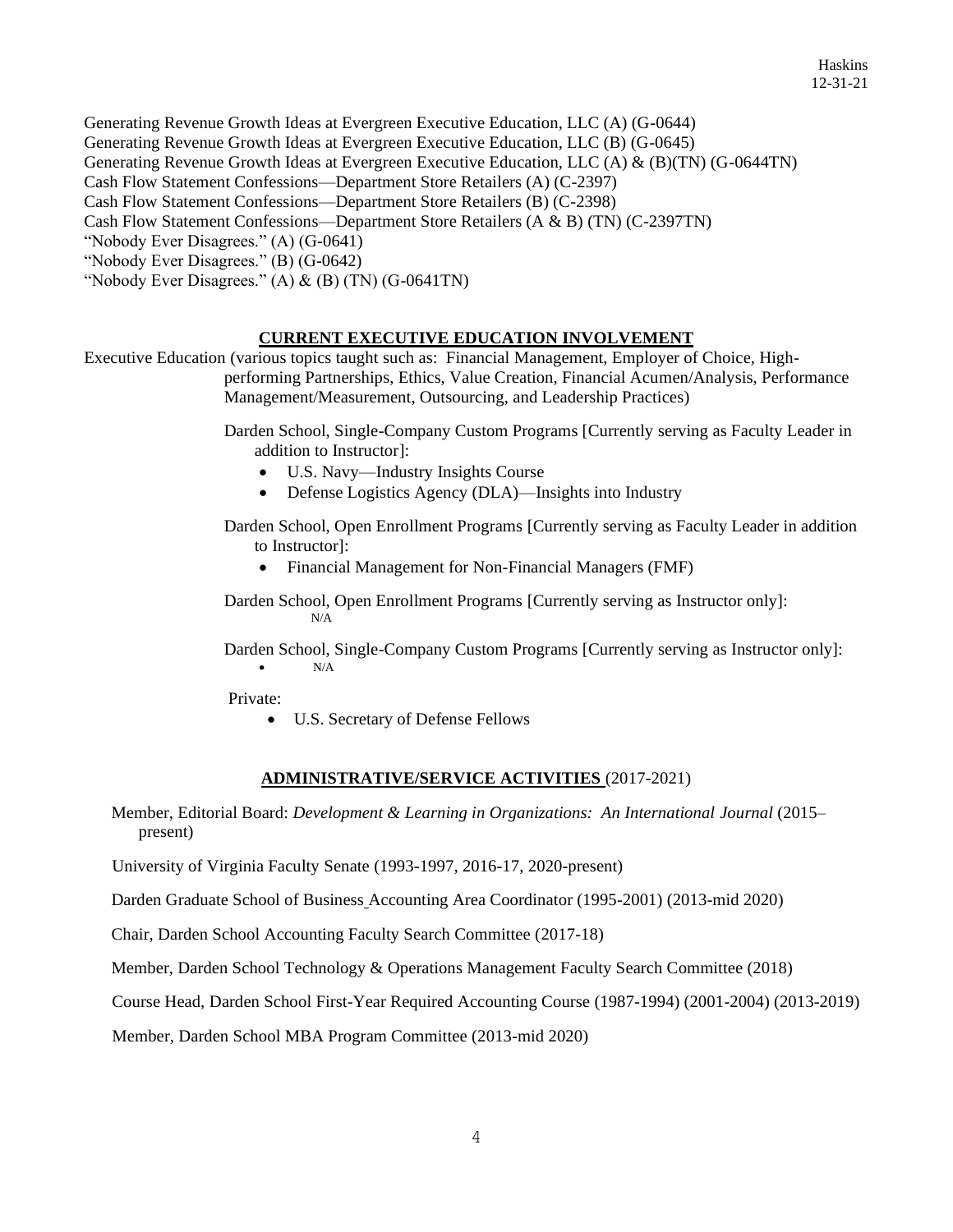Generating Revenue Growth Ideas at Evergreen Executive Education, LLC (A) (G-0644)
Generating Revenue Growth Ideas at Evergreen Executive Education, LLC (B) (G-0645)
Generating Revenue Growth Ideas at Evergreen Executive Education, LLC (A) & (B)(TN) (G-0644TN)
Cash Flow Statement Confessions—Department Store Retailers (A) (C-2397)
Cash Flow Statement Confessions—Department Store Retailers (B) (C-2398)
Cash Flow Statement Confessions—Department Store Retailers (A & B) (TN) (C-2397TN)
"Nobody Ever Disagrees." (A) (G-0641)
"Nobody Ever Disagrees." (B) (G-0642)
"Nobody Ever Disagrees." (A) & (B) (TN) (G-0641TN)

## CURRENT EXECUTIVE EDUCATION INVOLVEMENT

Executive Education (various topics taught such as: Financial Management, Employer of Choice, High-performing Partnerships, Ethics, Value Creation, Financial Acumen/Analysis, Performance Management/Measurement, Outsourcing, and Leadership Practices)

Darden School, Single-Company Custom Programs [Currently serving as Faculty Leader in addition to Instructor]:

- U.S. Navy—Industry Insights Course
- Defense Logistics Agency (DLA)—Insights into Industry

Darden School, Open Enrollment Programs [Currently serving as Faculty Leader in addition to Instructor]:

- Financial Management for Non-Financial Managers (FMF)

Darden School, Open Enrollment Programs [Currently serving as Instructor only]:
N/A

Darden School, Single-Company Custom Programs [Currently serving as Instructor only]:

- N/A

Private:

- U.S. Secretary of Defense Fellows

## ADMINISTRATIVE/SERVICE ACTIVITIES (2017-2021)

Member, Editorial Board: *Development & Learning in Organizations: An International Journal* (2015–present)

University of Virginia Faculty Senate (1993-1997, 2016-17, 2020-present)

Darden Graduate School of Business Accounting Area Coordinator (1995-2001) (2013-mid 2020)

Chair, Darden School Accounting Faculty Search Committee (2017-18)

Member, Darden School Technology & Operations Management Faculty Search Committee (2018)

Course Head, Darden School First-Year Required Accounting Course (1987-1994) (2001-2004) (2013-2019)

Member, Darden School MBA Program Committee (2013-mid 2020)